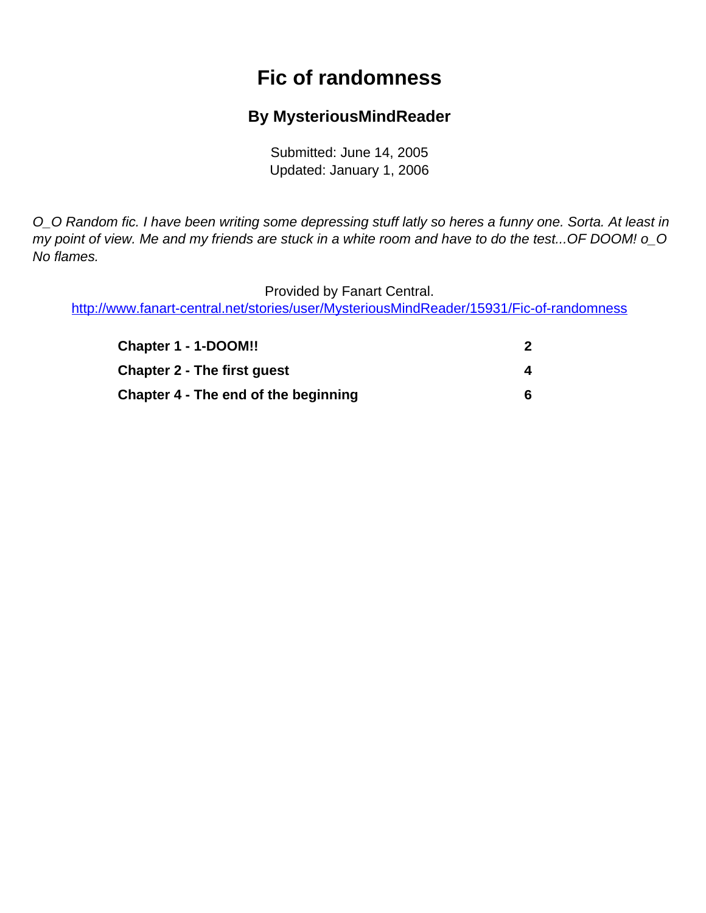# Fic of randomness

## By MysteriousMindReader

Submitted: June 14, 2005
Updated: January 1, 2006

*O_O Random fic. I have been writing some depressing stuff latly so heres a funny one. Sorta. At least in my point of view. Me and my friends are stuck in a white room and have to do the test...OF DOOM! o_O No flames.*

Provided by Fanart Central.
http://www.fanart-central.net/stories/user/MysteriousMindReader/15931/Fic-of-randomness

| | |
|---|---|
| **Chapter 1 - 1-DOOM!!** | **2** |
| **Chapter 2 - The first guest** | **4** |
| **Chapter 4 - The end of the beginning** | **6** |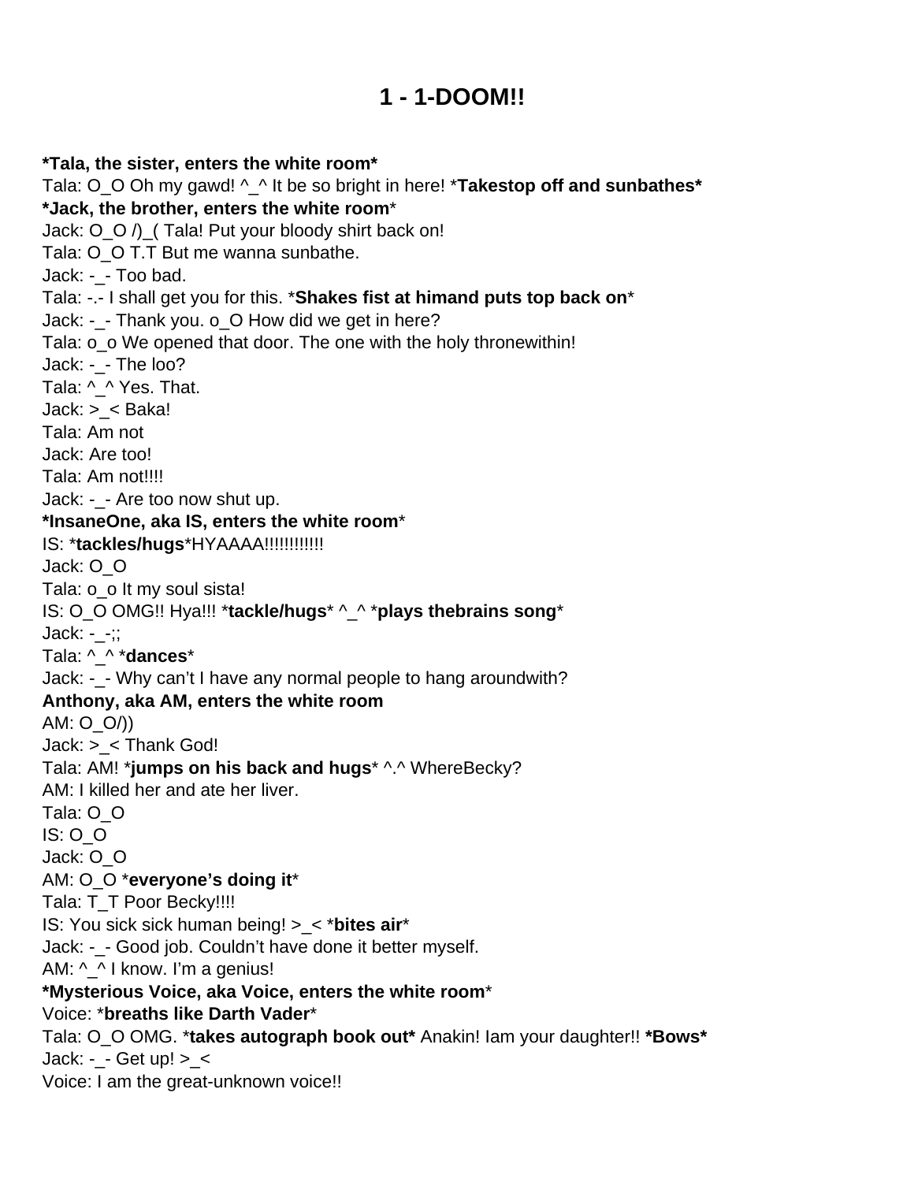# 1 - 1-DOOM!!

**\*Tala, the sister, enters the white room\***
Tala: O_O Oh my gawd! ^_^ It be so bright in here! \***Takestop off and sunbathes\***
**\*Jack, the brother, enters the white room**\*
Jack: O_O /)_( Tala! Put your bloody shirt back on!
Tala: O_O T.T But me wanna sunbathe.
Jack: -_- Too bad.
Tala: -.- I shall get you for this. \***Shakes fist at himand puts top back on**\*
Jack: -_- Thank you. o_O How did we get in here?
Tala: o_o We opened that door. The one with the holy thronewithin!
Jack: -_- The loo?
Tala: ^_^ Yes. That.
Jack: >_< Baka!
Tala: Am not
Jack: Are too!
Tala: Am not!!!!
Jack: -_- Are too now shut up.
**\*InsaneOne, aka IS, enters the white room**\*
IS: \***tackles/hugs**\*HYAAAA!!!!!!!!!!!
Jack: O_O
Tala: o_o It my soul sista!
IS: O_O OMG!! Hya!!! \***tackle/hugs**\* ^_^ \***plays thebrains song**\*
Jack: -_-;;
Tala: ^_^ \***dances**\*
Jack: -_- Why can't I have any normal people to hang aroundwith?
**Anthony, aka AM, enters the white room**
AM: O_O/))
Jack: >_< Thank God!
Tala: AM! \***jumps on his back and hugs**\* ^.^ WhereBecky?
AM: I killed her and ate her liver.
Tala: O_O
IS: O_O
Jack: O_O
AM: O_O \***everyone's doing it**\*
Tala: T_T Poor Becky!!!!
IS: You sick sick human being! >_< \***bites air**\*
Jack: -_- Good job. Couldn't have done it better myself.
AM: ^_^ I know. I'm a genius!
**\*Mysterious Voice, aka Voice, enters the white room**\*
Voice: \***breaths like Darth Vader**\*
Tala: O_O OMG. \***takes autograph book out\*** Anakin! Iam your daughter!! **\*Bows\***
Jack: -_- Get up! >_<
Voice: I am the great-unknown voice!!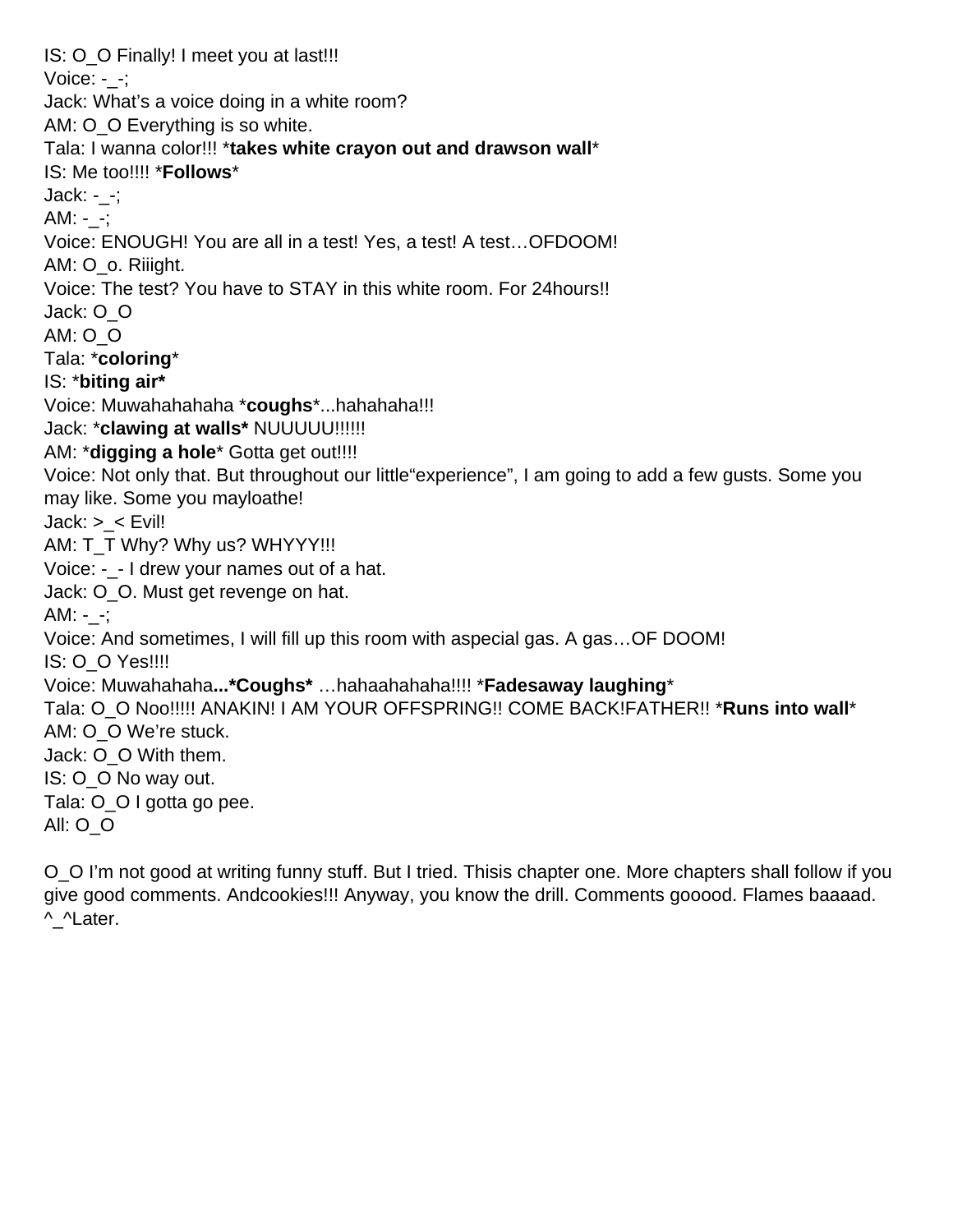IS: O_O Finally! I meet you at last!!!
Voice: -_-;
Jack: What's a voice doing in a white room?
AM: O_O Everything is so white.
Tala: I wanna color!!! ***takes white crayon out and drawson wall***
IS: Me too!!!! ***Follows***
Jack: -_-;
AM: -_-;
Voice: ENOUGH! You are all in a test! Yes, a test! A test…OFDOOM!
AM: O_o. Riiight.
Voice: The test? You have to STAY in this white room. For 24hours!!
Jack: O_O
AM: O_O
Tala: ***coloring***
IS: ***biting air***
Voice: Muwahahahaha ***coughs***...hahahaha!!!
Jack: ***clawing at walls*** NUUUUU!!!!!!
AM: ***digging a hole*** Gotta get out!!!!
Voice: Not only that. But throughout our little"experience", I am going to add a few gusts. Some you may like. Some you mayloathe!
Jack: >_< Evil!
AM: T_T Why? Why us? WHYYY!!!
Voice: -_- I drew your names out of a hat.
Jack: O_O. Must get revenge on hat.
AM: -_-;
Voice: And sometimes, I will fill up this room with aspecial gas. A gas…OF DOOM!
IS: O_O Yes!!!!
Voice: Muwahahaha**...*Coughs*** …hahaahahaha!!!! ***Fadesaway laughing***
Tala: O_O Noo!!!!! ANAKIN! I AM YOUR OFFSPRING!! COME BACK!FATHER!! ***Runs into wall***
AM: O_O We're stuck.
Jack: O_O With them.
IS: O_O No way out.
Tala: O_O I gotta go pee.
All: O_O

O_O I'm not good at writing funny stuff. But I tried. Thisis chapter one. More chapters shall follow if you give good comments. Andcookies!!! Anyway, you know the drill. Comments gooood. Flames baaaad. ^_^Later.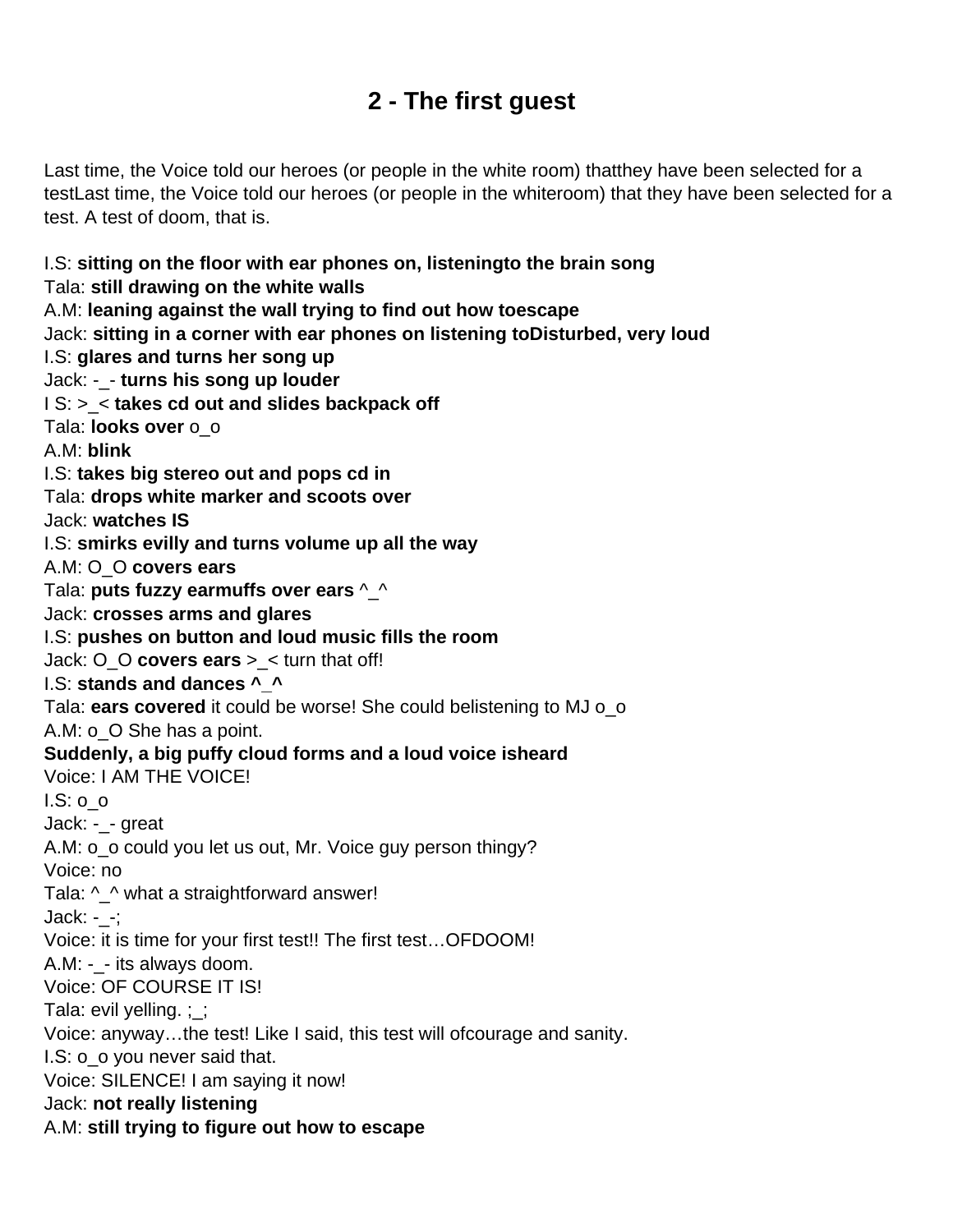# 2 - The first guest

Last time, the Voice told our heroes (or people in the white room) thatthey have been selected for a testLast time, the Voice told our heroes (or people in the whiteroom) that they have been selected for a test. A test of doom, that is.

I.S: **sitting on the floor with ear phones on, listeningto the brain song**
Tala: **still drawing on the white walls**
A.M: **leaning against the wall trying to find out how toescape**
Jack: **sitting in a corner with ear phones on listening toDisturbed, very loud**
I.S: **glares and turns her song up**
Jack: -_- **turns his song up louder**
I S: >_< **takes cd out and slides backpack off**
Tala: **looks over** o_o
A.M: **blink**
I.S: **takes big stereo out and pops cd in**
Tala: **drops white marker and scoots over**
Jack: **watches IS**
I.S: **smirks evilly and turns volume up all the way**
A.M: O_O **covers ears**
Tala: **puts fuzzy earmuffs over ears** ^_^
Jack: **crosses arms and glares**
I.S: **pushes on button and loud music fills the room**
Jack: O_O **covers ears** >_< turn that off!
I.S: **stands and dances ^_^**
Tala: **ears covered** it could be worse! She could belistening to MJ o_o
A.M: o_O She has a point.
**Suddenly, a big puffy cloud forms and a loud voice isheard**
Voice: I AM THE VOICE!
I.S: o_o
Jack: -_- great
A.M: o_o could you let us out, Mr. Voice guy person thingy?
Voice: no
Tala: ^_^ what a straightforward answer!
Jack: -_-;
Voice: it is time for your first test!! The first test…OFDOOM!
A.M: -_- its always doom.
Voice: OF COURSE IT IS!
Tala: evil yelling. ;_;
Voice: anyway…the test! Like I said, this test will ofcourage and sanity.
I.S: o_o you never said that.
Voice: SILENCE! I am saying it now!
Jack: **not really listening**
A.M: **still trying to figure out how to escape**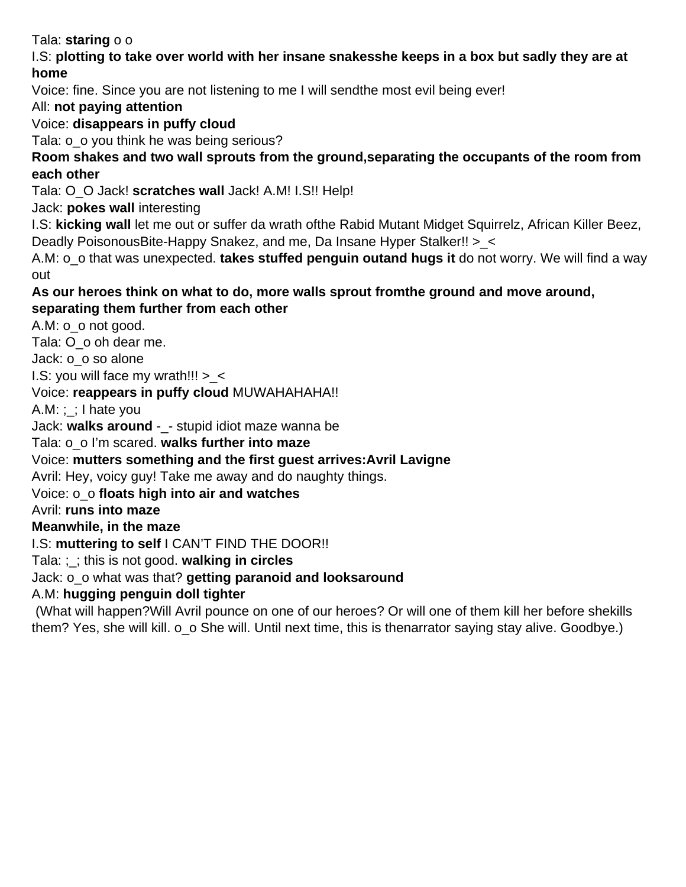Tala: **staring** o o

I.S: **plotting to take over world with her insane snakesshe keeps in a box but sadly they are at home**

Voice: fine. Since you are not listening to me I will sendthe most evil being ever!

All: **not paying attention**

Voice: **disappears in puffy cloud**

Tala: o_o you think he was being serious?

**Room shakes and two wall sprouts from the ground,separating the occupants of the room from each other**

Tala: O_O Jack! **scratches wall** Jack! A.M! I.S!! Help!

Jack: **pokes wall** interesting

I.S: **kicking wall** let me out or suffer da wrath ofthe Rabid Mutant Midget Squirrelz, African Killer Beez, Deadly PoisonousBite-Happy Snakez, and me, Da Insane Hyper Stalker!! >_<

A.M: o_o that was unexpected. **takes stuffed penguin outand hugs it** do not worry. We will find a way out

**As our heroes think on what to do, more walls sprout fromthe ground and move around, separating them further from each other**

A.M: o_o not good.

Tala: O_o oh dear me.

Jack: o_o so alone

I.S: you will face my wrath!!! >_<

Voice: **reappears in puffy cloud** MUWAHAHAHA!!

A.M: ;_; I hate you

Jack: **walks around** -_- stupid idiot maze wanna be

Tala: o_o I'm scared. **walks further into maze**

Voice: **mutters something and the first guest arrives:Avril Lavigne**

Avril: Hey, voicy guy! Take me away and do naughty things.

Voice: o_o **floats high into air and watches**

Avril: **runs into maze**

**Meanwhile, in the maze**

I.S: **muttering to self** I CAN'T FIND THE DOOR!!

Tala: ;_; this is not good. **walking in circles**

Jack: o_o what was that? **getting paranoid and looksaround**

A.M: **hugging penguin doll tighter**

(What will happen?Will Avril pounce on one of our heroes? Or will one of them kill her before shekills them? Yes, she will kill. o_o She will. Until next time, this is thenarrator saying stay alive. Goodbye.)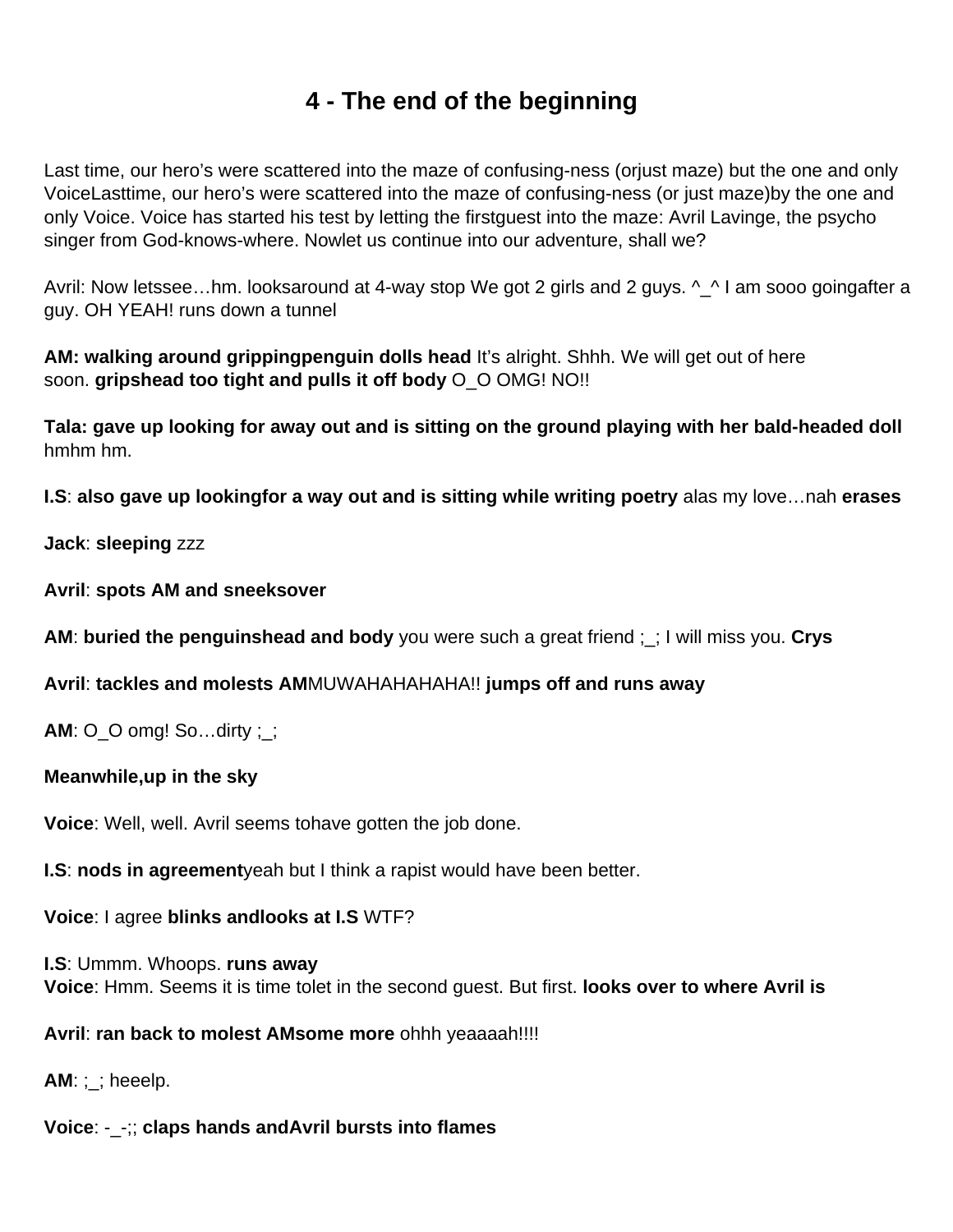# 4 - The end of the beginning

Last time, our hero's were scattered into the maze of confusing-ness (orjust maze) but the one and only VoiceLasttime, our hero's were scattered into the maze of confusing-ness (or just maze)by the one and only Voice. Voice has started his test by letting the firstguest into the maze: Avril Lavinge, the psycho singer from God-knows-where. Nowlet us continue into our adventure, shall we?

Avril: Now letssee…hm. looksaround at 4-way stop We got 2 girls and 2 guys. ^_^ I am sooo goingafter a guy. OH YEAH! runs down a tunnel

**AM: walking around grippingpenguin dolls head** It's alright. Shhh. We will get out of here soon. **gripshead too tight and pulls it off body** O_O OMG! NO!!

**Tala: gave up looking for away out and is sitting on the ground playing with her bald-headed doll** hmhm hm.

**I.S**: **also gave up lookingfor a way out and is sitting while writing poetry** alas my love…nah **erases**

**Jack**: **sleeping** zzz

**Avril**: **spots AM and sneeksover**

**AM**: **buried the penguinshead and body** you were such a great friend ;_; I will miss you. **Crys**

**Avril**: **tackles and molests AM**MUWAHAHAHAHA!! **jumps off and runs away**

**AM**: O_O omg! So…dirty ;_;

**Meanwhile,up in the sky**

**Voice**: Well, well. Avril seems tohave gotten the job done.

**I.S**: **nods in agreement**yeah but I think a rapist would have been better.

**Voice**: I agree **blinks andlooks at I.S** WTF?

**I.S**: Ummm. Whoops. **runs away**
**Voice**: Hmm. Seems it is time tolet in the second guest. But first. **looks over to where Avril is**

**Avril**: **ran back to molest AMsome more** ohhh yeaaaah!!!!

**AM**: ;_; heeelp.

**Voice**: -_-;; **claps hands andAvril bursts into flames**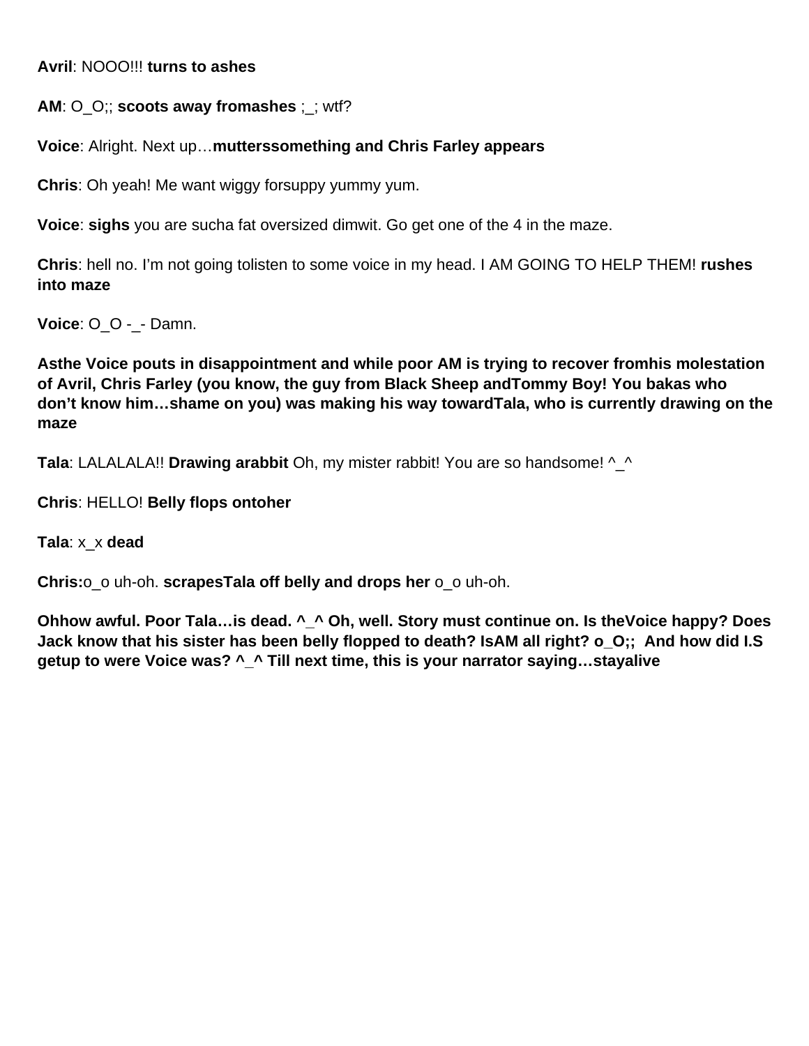**Avril**: NOOO!!! **turns to ashes**

**AM**: O_O;; **scoots away fromashes** ;_; wtf?

**Voice**: Alright. Next up…**mutterssomething and Chris Farley appears**

**Chris**: Oh yeah! Me want wiggy forsuppy yummy yum.

**Voice**: **sighs** you are sucha fat oversized dimwit. Go get one of the 4 in the maze.

**Chris**: hell no. I'm not going tolisten to some voice in my head. I AM GOING TO HELP THEM! **rushes into maze**

**Voice**: O_O -_- Damn.

**Asthe Voice pouts in disappointment and while poor AM is trying to recover fromhis molestation of Avril, Chris Farley (you know, the guy from Black Sheep andTommy Boy! You bakas who don't know him…shame on you) was making his way towardTala, who is currently drawing on the maze**

**Tala**: LALALALA!! **Drawing arabbit** Oh, my mister rabbit! You are so handsome! ^_^

**Chris**: HELLO! **Belly flops ontoher**

**Tala**: x_x **dead**

**Chris:**o_o uh-oh. **scrapesTala off belly and drops her** o_o uh-oh.

**Ohhow awful. Poor Tala…is dead. ^_^ Oh, well. Story must continue on. Is theVoice happy? Does Jack know that his sister has been belly flopped to death? IsAM all right? o_O;; And how did I.S getup to were Voice was? ^_^ Till next time, this is your narrator saying…stayalive**